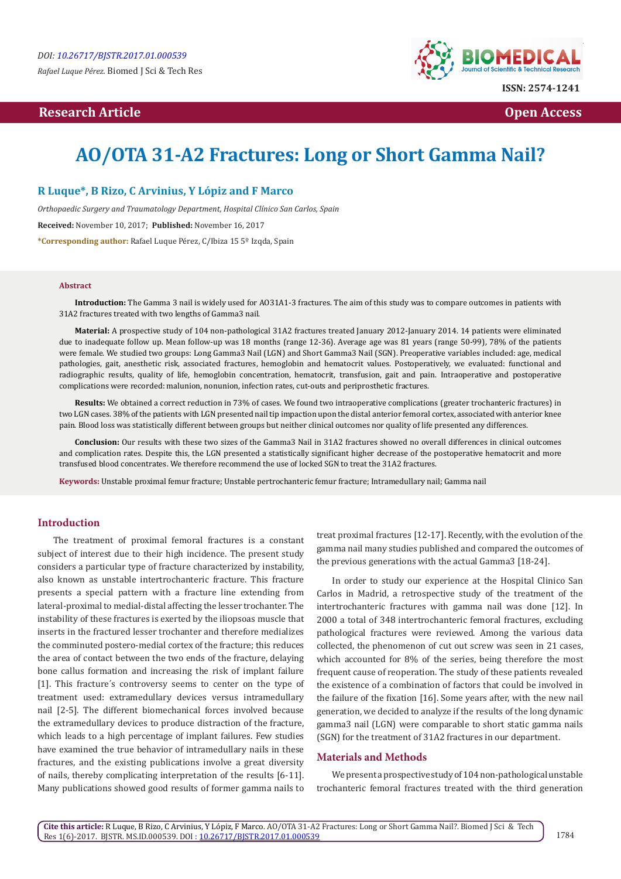# AO/OTA 31-A2 Fractures: Long or Short Gamma Nail?

**R Luque\*, B Rizo, C Arvinius, Y Lópiz and F Marco**

*Orthopaedic Surgery and Traumatology Department, Hospital Clínico San Carlos, Spain*

**Received:** November 10, 2017; **Published:** November 16, 2017

**\*Corresponding author:** Rafael Luque Pérez, C/Ibiza 15 5º Izqda, Spain

### Abstract

**Introduction:** The Gamma 3 nail is widely used for AO31A1-3 fractures. The aim of this study was to compare outcomes in patients with 31A2 fractures treated with two lengths of Gamma3 nail.

**Material:** A prospective study of 104 non-pathological 31A2 fractures treated January 2012-January 2014. 14 patients were eliminated due to inadequate follow up. Mean follow-up was 18 months (range 12-36). Average age was 81 years (range 50-99), 78% of the patients were female. We studied two groups: Long Gamma3 Nail (LGN) and Short Gamma3 Nail (SGN). Preoperative variables included: age, medical pathologies, gait, anesthetic risk, associated fractures, hemoglobin and hematocrit values. Postoperatively, we evaluated: functional and radiographic results, quality of life, hemoglobin concentration, hematocrit, transfusion, gait and pain. Intraoperative and postoperative complications were recorded: malunion, nonunion, infection rates, cut-outs and periprosthetic fractures.

**Results:** We obtained a correct reduction in 73% of cases. We found two intraoperative complications (greater trochanteric fractures) in two LGN cases. 38% of the patients with LGN presented nail tip impaction upon the distal anterior femoral cortex, associated with anterior knee pain. Blood loss was statistically different between groups but neither clinical outcomes nor quality of life presented any differences.

**Conclusion:** Our results with these two sizes of the Gamma3 Nail in 31A2 fractures showed no overall differences in clinical outcomes and complication rates. Despite this, the LGN presented a statistically significant higher decrease of the postoperative hematocrit and more transfused blood concentrates. We therefore recommend the use of locked SGN to treat the 31A2 fractures.

**Keywords:** Unstable proximal femur fracture; Unstable pertrochanteric femur fracture; Intramedullary nail; Gamma nail

## Introduction

The treatment of proximal femoral fractures is a constant subject of interest due to their high incidence. The present study considers a particular type of fracture characterized by instability, also known as unstable intertrochanteric fracture. This fracture presents a special pattern with a fracture line extending from lateral-proximal to medial-distal affecting the lesser trochanter. The instability of these fractures is exerted by the iliopsoas muscle that inserts in the fractured lesser trochanter and therefore medializes the comminuted postero-medial cortex of the fracture; this reduces the area of contact between the two ends of the fracture, delaying bone callus formation and increasing the risk of implant failure [1]. This fracture´s controversy seems to center on the type of treatment used: extramedullary devices versus intramedullary nail [2-5]. The different biomechanical forces involved because the extramedullary devices to produce distraction of the fracture, which leads to a high percentage of implant failures. Few studies have examined the true behavior of intramedullary nails in these fractures, and the existing publications involve a great diversity of nails, thereby complicating interpretation of the results [6-11]. Many publications showed good results of former gamma nails to treat proximal fractures [12-17]. Recently, with the evolution of the gamma nail many studies published and compared the outcomes of the previous generations with the actual Gamma3 [18-24].

In order to study our experience at the Hospital Clinico San Carlos in Madrid, a retrospective study of the treatment of the intertrochanteric fractures with gamma nail was done [12]. In 2000 a total of 348 intertrochanteric femoral fractures, excluding pathological fractures were reviewed. Among the various data collected, the phenomenon of cut out screw was seen in 21 cases, which accounted for 8% of the series, being therefore the most frequent cause of reoperation. The study of these patients revealed the existence of a combination of factors that could be involved in the failure of the fixation [16]. Some years after, with the new nail generation, we decided to analyze if the results of the long dynamic gamma3 nail (LGN) were comparable to short static gamma nails (SGN) for the treatment of 31A2 fractures in our department.

## Materials and Methods

We present a prospective study of 104 non-pathological unstable trochanteric femoral fractures treated with the third generation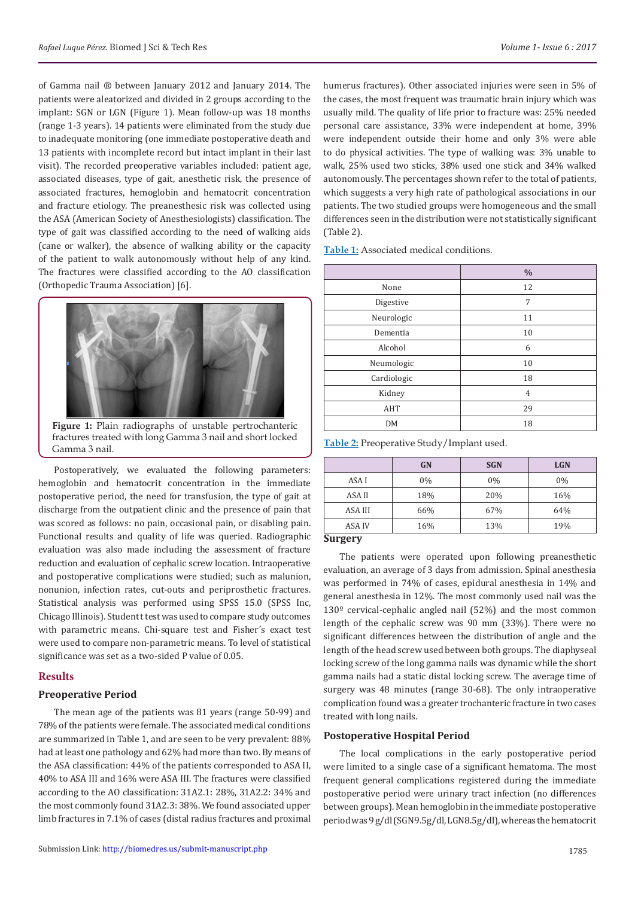of Gamma nail ® between January 2012 and January 2014. The patients were aleatorized and divided in 2 groups according to the implant: SGN or LGN (Figure 1). Mean follow-up was 18 months (range 1-3 years). 14 patients were eliminated from the study due to inadequate monitoring (one immediate postoperative death and 13 patients with incomplete record but intact implant in their last visit). The recorded preoperative variables included: patient age, associated diseases, type of gait, anesthetic risk, the presence of associated fractures, hemoglobin and hematocrit concentration and fracture etiology. The preanesthesic risk was collected using the ASA (American Society of Anesthesiologists) classification. The type of gait was classified according to the need of walking aids (cane or walker), the absence of walking ability or the capacity of the patient to walk autonomously without help of any kind. The fractures were classified according to the AO classification (Orthopedic Trauma Association) [6].

**Figure 1:** Plain radiographs of unstable pertrochanteric fractures treated with long Gamma 3 nail and short locked Gamma 3 nail.

Postoperatively, we evaluated the following parameters: hemoglobin and hematocrit concentration in the immediate postoperative period, the need for transfusion, the type of gait at discharge from the outpatient clinic and the presence of pain that was scored as follows: no pain, occasional pain, or disabling pain. Functional results and quality of life was queried. Radiographic evaluation was also made including the assessment of fracture reduction and evaluation of cephalic screw location. Intraoperative and postoperative complications were studied; such as malunion, nonunion, infection rates, cut-outs and periprosthetic fractures. Statistical analysis was performed using SPSS 15.0 (SPSS Inc, Chicago Illinois). Student t test was used to compare study outcomes with parametric means. Chi-square test and Fisher´s exact test were used to compare non-parametric means. To level of statistical significance was set as a two-sided P value of 0.05.

## Results

### Preoperative Period

The mean age of the patients was 81 years (range 50-99) and 78% of the patients were female. The associated medical conditions are summarized in Table 1, and are seen to be very prevalent: 88% had at least one pathology and 62% had more than two. By means of the ASA classification: 44% of the patients corresponded to ASA II, 40% to ASA III and 16% were ASA III. The fractures were classified according to the AO classification: 31A2.1: 28%, 31A2.2: 34% and the most commonly found 31A2.3: 38%. We found associated upper limb fractures in 7.1% of cases (distal radius fractures and proximal humerus fractures). Other associated injuries were seen in 5% of the cases, the most frequent was traumatic brain injury which was usually mild. The quality of life prior to fracture was: 25% needed personal care assistance, 33% were independent at home, 39% were independent outside their home and only 3% were able to do physical activities. The type of walking was: 3% unable to walk, 25% used two sticks, 38% used one stick and 34% walked autonomously. The percentages shown refer to the total of patients, which suggests a very high rate of pathological associations in our patients. The two studied groups were homogeneous and the small differences seen in the distribution were not statistically significant (Table 2).

**Table 1:** Associated medical conditions.

| | % |
|---|---|
| None | 12 |
| Digestive | 7 |
| Neurologic | 11 |
| Dementia | 10 |
| Alcohol | 6 |
| Neumologic | 10 |
| Cardiologic | 18 |
| Kidney | 4 |
| AHT | 29 |
| DM | 18 |

**Table 2:** Preoperative Study/Implant used.

| | GN | SGN | LGN |
|---|---|---|---|
| ASA I | 0% | 0% | 0% |
| ASA II | 18% | 20% | 16% |
| ASA III | 66% | 67% | 64% |
| ASA IV | 16% | 13% | 19% |

### Surgery

The patients were operated upon following preanesthetic evaluation, an average of 3 days from admission. Spinal anesthesia was performed in 74% of cases, epidural anesthesia in 14% and general anesthesia in 12%. The most commonly used nail was the 130º cervical-cephalic angled nail (52%) and the most common length of the cephalic screw was 90 mm (33%). There were no significant differences between the distribution of angle and the length of the head screw used between both groups. The diaphyseal locking screw of the long gamma nails was dynamic while the short gamma nails had a static distal locking screw. The average time of surgery was 48 minutes (range 30-68). The only intraoperative complication found was a greater trochanteric fracture in two cases treated with long nails.

### Postoperative Hospital Period

The local complications in the early postoperative period were limited to a single case of a significant hematoma. The most frequent general complications registered during the immediate postoperative period were urinary tract infection (no differences between groups). Mean hemoglobin in the immediate postoperative period was 9 g/dl (SGN 9.5 g/dl, LGN 8.5 g/dl), whereas the hematocrit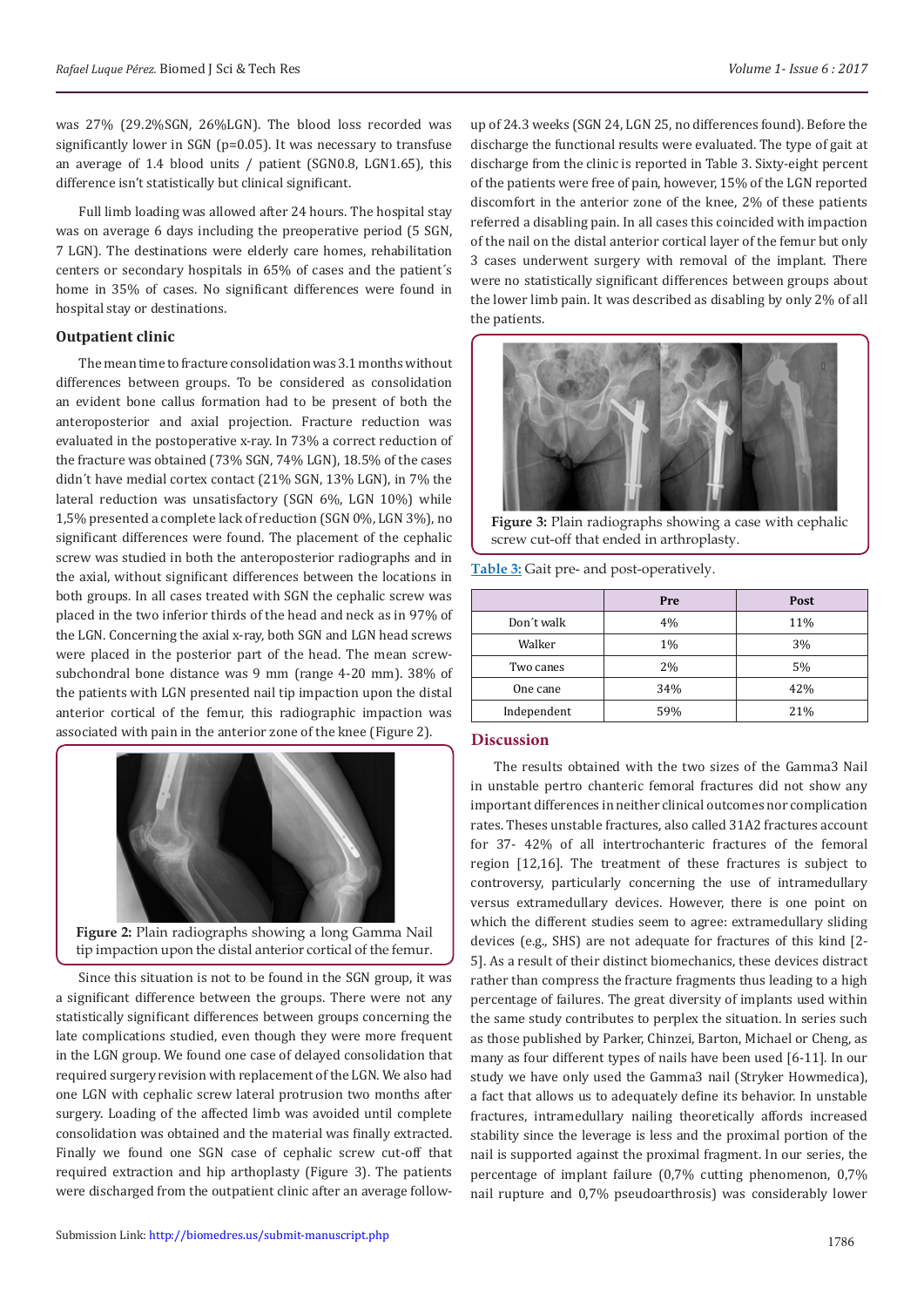was 27% (29.2%SGN, 26%LGN). The blood loss recorded was significantly lower in SGN (p=0.05). It was necessary to transfuse an average of 1.4 blood units / patient (SGN0.8, LGN1.65), this difference isn't statistically but clinical significant.

Full limb loading was allowed after 24 hours. The hospital stay was on average 6 days including the preoperative period (5 SGN, 7 LGN). The destinations were elderly care homes, rehabilitation centers or secondary hospitals in 65% of cases and the patient´s home in 35% of cases. No significant differences were found in hospital stay or destinations.

### Outpatient clinic

The mean time to fracture consolidation was 3.1 months without differences between groups. To be considered as consolidation an evident bone callus formation had to be present of both the anteroposterior and axial projection. Fracture reduction was evaluated in the postoperative x-ray. In 73% a correct reduction of the fracture was obtained (73% SGN, 74% LGN), 18.5% of the cases didn´t have medial cortex contact (21% SGN, 13% LGN), in 7% the lateral reduction was unsatisfactory (SGN 6%, LGN 10%) while 1,5% presented a complete lack of reduction (SGN 0%, LGN 3%), no significant differences were found. The placement of the cephalic screw was studied in both the anteroposterior radiographs and in the axial, without significant differences between the locations in both groups. In all cases treated with SGN the cephalic screw was placed in the two inferior thirds of the head and neck as in 97% of the LGN. Concerning the axial x-ray, both SGN and LGN head screws were placed in the posterior part of the head. The mean screw-subchondral bone distance was 9 mm (range 4-20 mm). 38% of the patients with LGN presented nail tip impaction upon the distal anterior cortical of the femur, this radiographic impaction was associated with pain in the anterior zone of the knee (Figure 2).

**Figure 2:** Plain radiographs showing a long Gamma Nail tip impaction upon the distal anterior cortical of the femur.

Since this situation is not to be found in the SGN group, it was a significant difference between the groups. There were not any statistically significant differences between groups concerning the late complications studied, even though they were more frequent in the LGN group. We found one case of delayed consolidation that required surgery revision with replacement of the LGN. We also had one LGN with cephalic screw lateral protrusion two months after surgery. Loading of the affected limb was avoided until complete consolidation was obtained and the material was finally extracted. Finally we found one SGN case of cephalic screw cut-off that required extraction and hip arthoplasty (Figure 3). The patients were discharged from the outpatient clinic after an average follow-up of 24.3 weeks (SGN 24, LGN 25, no differences found). Before the discharge the functional results were evaluated. The type of gait at discharge from the clinic is reported in Table 3. Sixty-eight percent of the patients were free of pain, however, 15% of the LGN reported discomfort in the anterior zone of the knee, 2% of these patients referred a disabling pain. In all cases this coincided with impaction of the nail on the distal anterior cortical layer of the femur but only 3 cases underwent surgery with removal of the implant. There were no statistically significant differences between groups about the lower limb pain. It was described as disabling by only 2% of all the patients.

**Figure 3:** Plain radiographs showing a case with cephalic screw cut-off that ended in arthroplasty.

**Table 3:** Gait pre- and post-operatively.

| | Pre | Post |
|---|---|---|
| Don´t walk | 4% | 11% |
| Walker | 1% | 3% |
| Two canes | 2% | 5% |
| One cane | 34% | 42% |
| Independent | 59% | 21% |

## Discussion

The results obtained with the two sizes of the Gamma3 Nail in unstable pertro chanteric femoral fractures did not show any important differences in neither clinical outcomes nor complication rates. Theses unstable fractures, also called 31A2 fractures account for 37- 42% of all intertrochanteric fractures of the femoral region [12,16]. The treatment of these fractures is subject to controversy, particularly concerning the use of intramedullary versus extramedullary devices. However, there is one point on which the different studies seem to agree: extramedullary sliding devices (e.g., SHS) are not adequate for fractures of this kind [2-5]. As a result of their distinct biomechanics, these devices distract rather than compress the fracture fragments thus leading to a high percentage of failures. The great diversity of implants used within the same study contributes to perplex the situation. In series such as those published by Parker, Chinzei, Barton, Michael or Cheng, as many as four different types of nails have been used [6-11]. In our study we have only used the Gamma3 nail (Stryker Howmedica), a fact that allows us to adequately define its behavior. In unstable fractures, intramedullary nailing theoretically affords increased stability since the leverage is less and the proximal portion of the nail is supported against the proximal fragment. In our series, the percentage of implant failure (0,7% cutting phenomenon, 0,7% nail rupture and 0,7% pseudoarthrosis) was considerably lower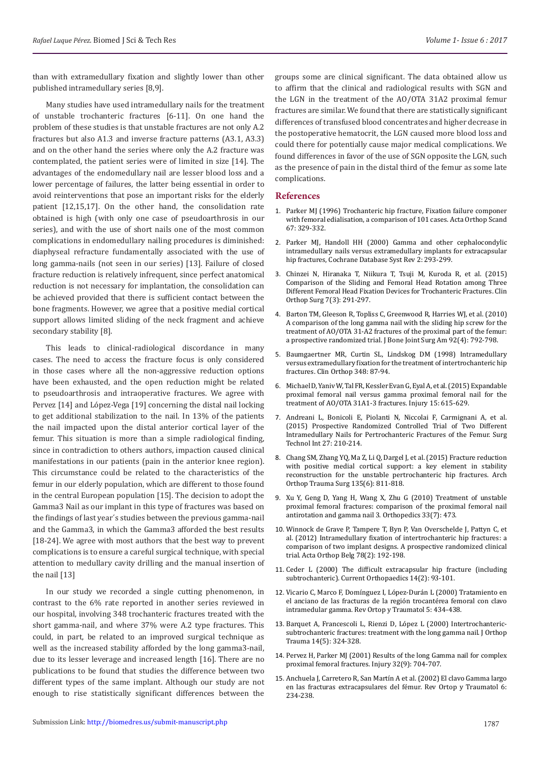than with extramedullary fixation and slightly lower than other published intramedullary series [8,9].

Many studies have used intramedullary nails for the treatment of unstable trochanteric fractures [6-11]. On one hand the problem of these studies is that unstable fractures are not only A.2 fractures but also A1.3 and inverse fracture patterns (A3.1, A3.3) and on the other hand the series where only the A.2 fracture was contemplated, the patient series were of limited in size [14]. The advantages of the endomedullary nail are lesser blood loss and a lower percentage of failures, the latter being essential in order to avoid reinterventions that pose an important risks for the elderly patient [12,15,17]. On the other hand, the consolidation rate obtained is high (with only one case of pseudoarthrosis in our series), and with the use of short nails one of the most common complications in endomedullary nailing procedures is diminished: diaphyseal refracture fundamentally associated with the use of long gamma-nails (not seen in our series) [13]. Failure of closed fracture reduction is relatively infrequent, since perfect anatomical reduction is not necessary for implantation, the consolidation can be achieved provided that there is sufficient contact between the bone fragments. However, we agree that a positive medial cortical support allows limited sliding of the neck fragment and achieve secondary stability [8].

This leads to clinical-radiological discordance in many cases. The need to access the fracture focus is only considered in those cases where all the non-aggressive reduction options have been exhausted, and the open reduction might be related to pseudoarthrosis and intraoperative fractures. We agree with Pervez [14] and López-Vega [19] concerning the distal nail locking to get additional stabilization to the nail. In 13% of the patients the nail impacted upon the distal anterior cortical layer of the femur. This situation is more than a simple radiological finding, since in contradiction to others authors, impaction caused clinical manifestations in our patients (pain in the anterior knee region). This circumstance could be related to the characteristics of the femur in our elderly population, which are different to those found in the central European population [15]. The decision to adopt the Gamma3 Nail as our implant in this type of fractures was based on the findings of last year´s studies between the previous gamma-nail and the Gamma3, in which the Gamma3 afforded the best results [18-24]. We agree with most authors that the best way to prevent complications is to ensure a careful surgical technique, with special attention to medullary cavity drilling and the manual insertion of the nail [13]

In our study we recorded a single cutting phenomenon, in contrast to the 6% rate reported in another series reviewed in our hospital, involving 348 trochanteric fractures treated with the short gamma-nail, and where 37% were A.2 type fractures. This could, in part, be related to an improved surgical technique as well as the increased stability afforded by the long gamma3-nail, due to its lesser leverage and increased length [16]. There are no publications to be found that studies the difference between two different types of the same implant. Although our study are not enough to rise statistically significant differences between the groups some are clinical significant. The data obtained allow us to affirm that the clinical and radiological results with SGN and the LGN in the treatment of the AO/OTA 31A2 proximal femur fractures are similar. We found that there are statistically significant differences of transfused blood concentrates and higher decrease in the postoperative hematocrit, the LGN caused more blood loss and could there for potentially cause major medical complications. We found differences in favor of the use of SGN opposite the LGN, such as the presence of pain in the distal third of the femur as some late complications.

## References

1. Parker MJ (1996) Trochanteric hip fracture, Fixation failure componer with femoral edialisation, a comparison of 101 cases. Acta Orthop Scand 67: 329-332.
2. Parker MJ, Handoll HH (2000) Gamma and other cephalocondylic intramedullary nails versus extramedullary implants for extracapsular hip fractures, Cochrane Database Syst Rev 2: 293-299.
3. Chinzei N, Hiranaka T, Niikura T, Tsuji M, Kuroda R, et al. (2015) Comparison of the Sliding and Femoral Head Rotation among Three Different Femoral Head Fixation Devices for Trochanteric Fractures. Clin Orthop Surg 7(3): 291-297.
4. Barton TM, Gleeson R, Topliss C, Greenwood R, Harries WJ, et al. (2010) A comparison of the long gamma nail with the sliding hip screw for the treatment of AO/OTA 31-A2 fractures of the proximal part of the femur: a prospective randomized trial. J Bone Joint Surg Am 92(4): 792-798.
5. Baumgaertner MR, Curtin SL, Lindskog DM (1998) Intramedullary versus extramedullary fixation for the treatment of intertrochanteric hip fractures. Clin Orthop 348: 87-94.
6. Michael D, Yaniv W, Tal FR, Kessler Evan G, Eyal A, et al. (2015) Expandable proximal femoral nail versus gamma proximal femoral nail for the treatment of AO/OTA 31A1-3 fractures. Injury 15: 615-629.
7. Andreani L, Bonicoli E, Piolanti N, Niccolai F, Carmignani A, et al. (2015) Prospective Randomized Controlled Trial of Two Different Intramedullary Nails for Pertrochanteric Fractures of the Femur. Surg Technol Int 27: 210-214.
8. Chang SM, Zhang YQ, Ma Z, Li Q, Dargel J, et al. (2015) Fracture reduction with positive medial cortical support: a key element in stability reconstruction for the unstable pertrochanteric hip fractures. Arch Orthop Trauma Surg 135(6): 811-818.
9. Xu Y, Geng D, Yang H, Wang X, Zhu G (2010) Treatment of unstable proximal femoral fractures: comparison of the proximal femoral nail antirotation and gamma nail 3. Orthopedics 33(7): 473.
10. Winnock de Grave P, Tampere T, Byn P, Van Overschelde J, Pattyn C, et al. (2012) Intramedullary fixation of intertrochanteric hip fractures: a comparison of two implant designs. A prospective randomized clinical trial. Acta Orthop Belg 78(2): 192-198.
11. Ceder L (2000) The difficult extracapsular hip fracture (including subtrochanteric). Current Orthopaedics 14(2): 93-101.
12. Vicario C, Marco F, Domínguez I, López-Durán L (2000) Tratamiento en el anciano de las fracturas de la región trocantérea femoral con clavo intramedular gamma. Rev Ortop y Traumatol 5: 434-438.
13. Barquet A, Francescoli L, Rienzi D, López L (2000) Intertrochanteric-subtrochanteric fractures: treatment with the long gamma nail. J Orthop Trauma 14(5): 324-328.
14. Pervez H, Parker MJ (2001) Results of the long Gamma nail for complex proximal femoral fractures. Injury 32(9): 704-707.
15. Anchuela J, Carretero R, San Martín A et al. (2002) El clavo Gamma largo en las fracturas extracapsulares del fémur. Rev Ortop y Traumatol 6: 234-238.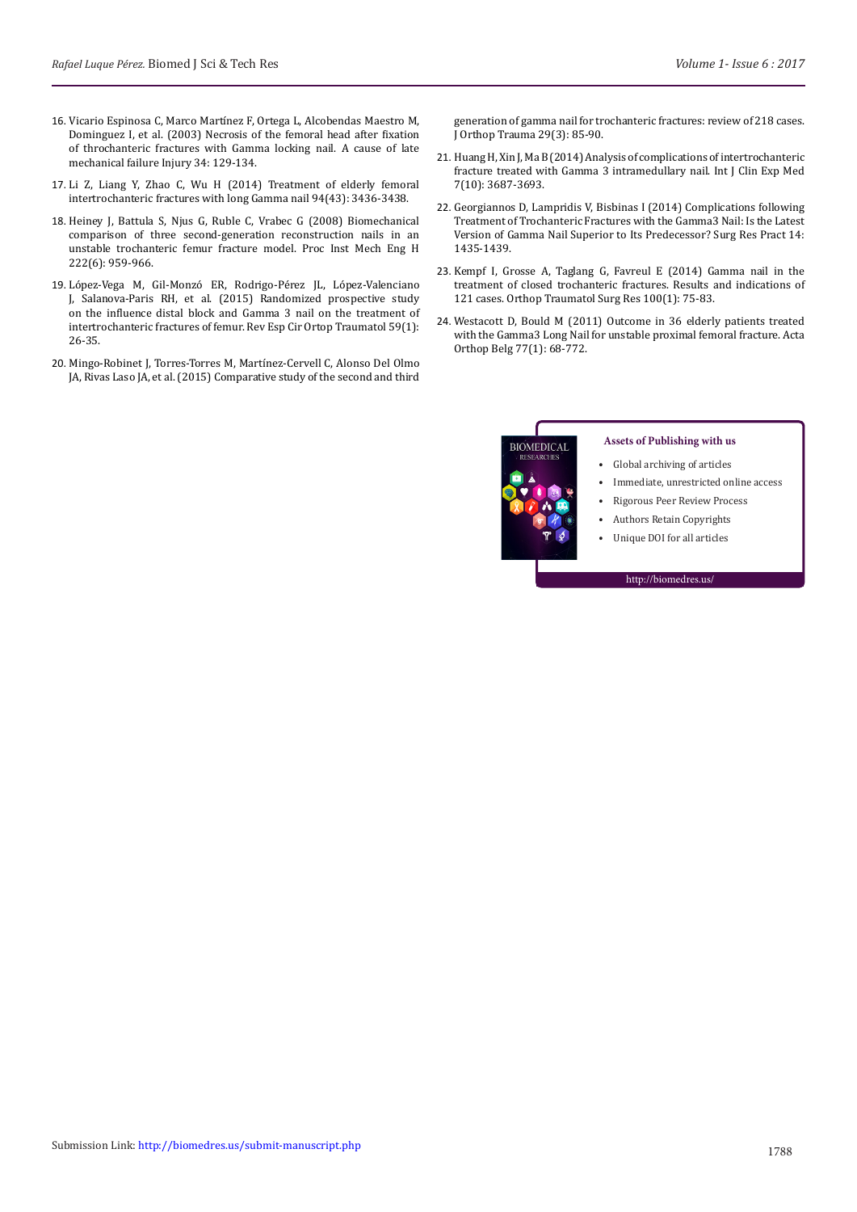16. Vicario Espinosa C, Marco Martínez F, Ortega L, Alcobendas Maestro M, Dominguez I, et al. (2003) Necrosis of the femoral head after fixation of throchanteric fractures with Gamma locking nail. A cause of late mechanical failure Injury 34: 129-134.
17. Li Z, Liang Y, Zhao C, Wu H (2014) Treatment of elderly femoral intertrochanteric fractures with long Gamma nail 94(43): 3436-3438.
18. Heiney J, Battula S, Njus G, Ruble C, Vrabec G (2008) Biomechanical comparison of three second-generation reconstruction nails in an unstable trochanteric femur fracture model. Proc Inst Mech Eng H 222(6): 959-966.
19. López-Vega M, Gil-Monzó ER, Rodrigo-Pérez JL, López-Valenciano J, Salanova-Paris RH, et al. (2015) Randomized prospective study on the influence distal block and Gamma 3 nail on the treatment of intertrochanteric fractures of femur. Rev Esp Cir Ortop Traumatol 59(1): 26-35.
20. Mingo-Robinet J, Torres-Torres M, Martínez-Cervell C, Alonso Del Olmo JA, Rivas Laso JA, et al. (2015) Comparative study of the second and third generation of gamma nail for trochanteric fractures: review of 218 cases. J Orthop Trauma 29(3): 85-90.
21. Huang H, Xin J, Ma B (2014) Analysis of complications of intertrochanteric fracture treated with Gamma 3 intramedullary nail. Int J Clin Exp Med 7(10): 3687-3693.
22. Georgiannos D, Lampridis V, Bisbinas I (2014) Complications following Treatment of Trochanteric Fractures with the Gamma3 Nail: Is the Latest Version of Gamma Nail Superior to Its Predecessor? Surg Res Pract 14: 1435-1439.
23. Kempf I, Grosse A, Taglang G, Favreul E (2014) Gamma nail in the treatment of closed trochanteric fractures. Results and indications of 121 cases. Orthop Traumatol Surg Res 100(1): 75-83.
24. Westacott D, Bould M (2011) Outcome in 36 elderly patients treated with the Gamma3 Long Nail for unstable proximal femoral fracture. Acta Orthop Belg 77(1): 68-772.

BIOMEDICAL RESEARCHES

**Assets of Publishing with us**

- Global archiving of articles
- Immediate, unrestricted online access
- Rigorous Peer Review Process
- Authors Retain Copyrights
- Unique DOI for all articles

http://biomedres.us/

Submission Link: http://biomedres.us/submit-manuscript.php